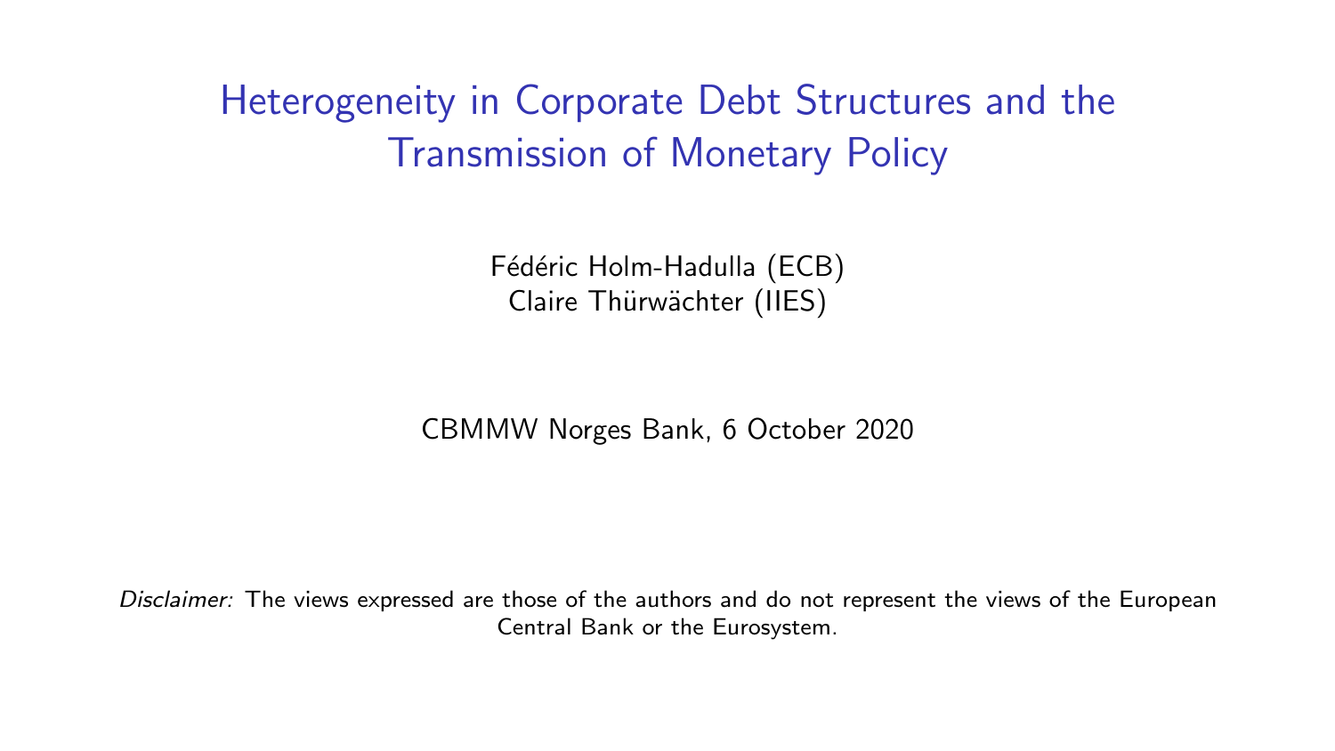# Heterogeneity in Corporate Debt Structures and the Transmission of Monetary Policy

Fédéric Holm-Hadulla (ECB)
Claire Thürwächter (IIES)

CBMMW Norges Bank, 6 October 2020

*Disclaimer:* The views expressed are those of the authors and do not represent the views of the European Central Bank or the Eurosystem.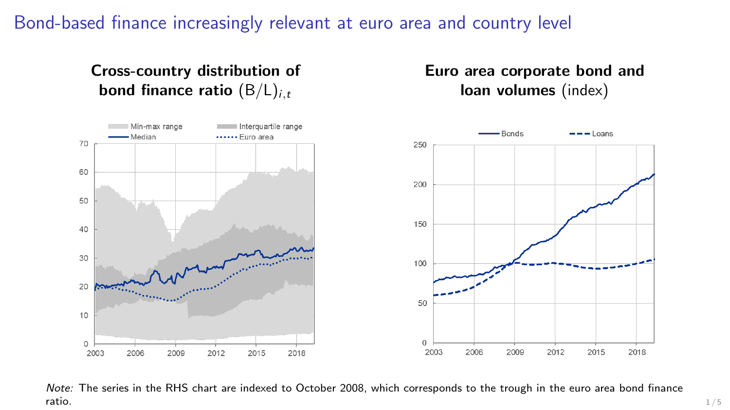# Bond-based finance increasingly relevant at euro area and country level

**Cross-country distribution of bond finance ratio** $(B/L)_{i,t}$

**Euro area corporate bond and loan volumes** (index)

*Note:* The series in the RHS chart are indexed to October 2008, which corresponds to the trough in the euro area bond finance ratio.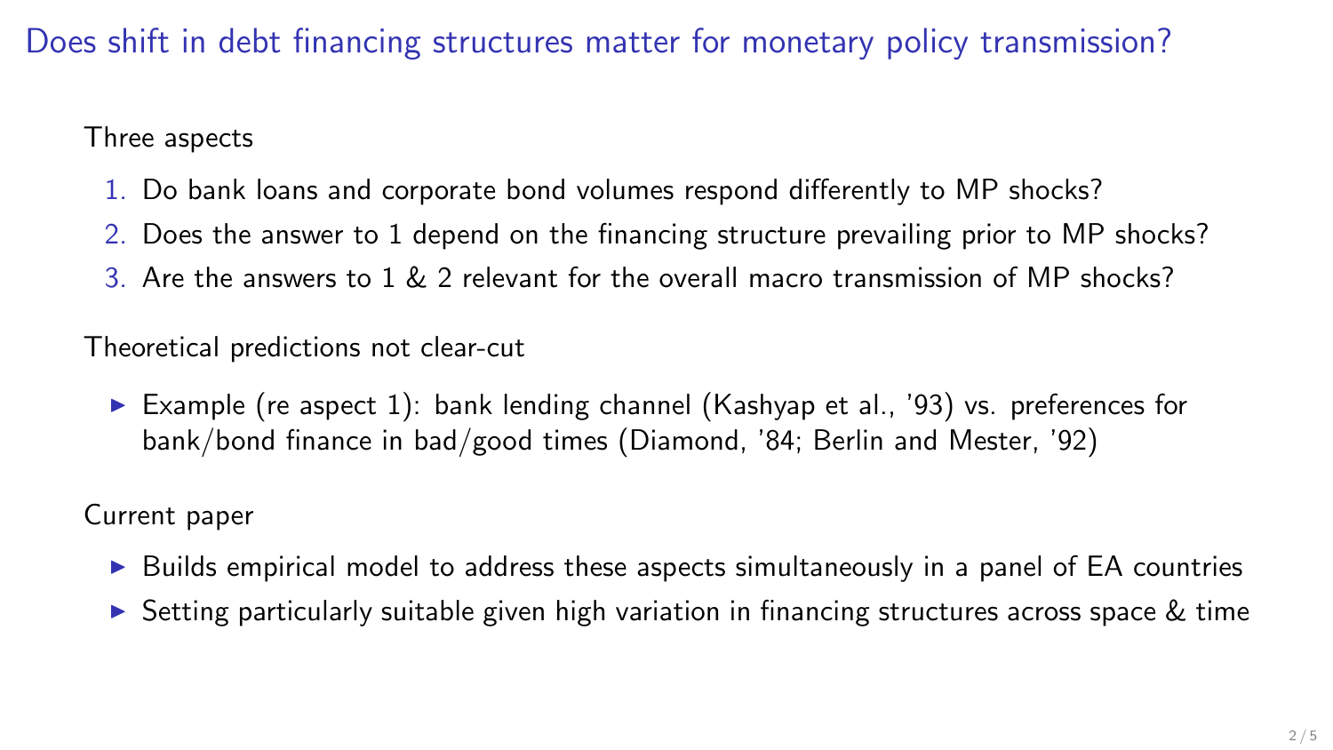# Does shift in debt financing structures matter for monetary policy transmission?

Three aspects

1. Do bank loans and corporate bond volumes respond differently to MP shocks?
2. Does the answer to 1 depend on the financing structure prevailing prior to MP shocks?
3. Are the answers to 1 & 2 relevant for the overall macro transmission of MP shocks?

Theoretical predictions not clear-cut

- Example (re aspect 1): bank lending channel (Kashyap et al., '93) vs. preferences for bank/bond finance in bad/good times (Diamond, '84; Berlin and Mester, '92)

Current paper

- Builds empirical model to address these aspects simultaneously in a panel of EA countries
- Setting particularly suitable given high variation in financing structures across space & time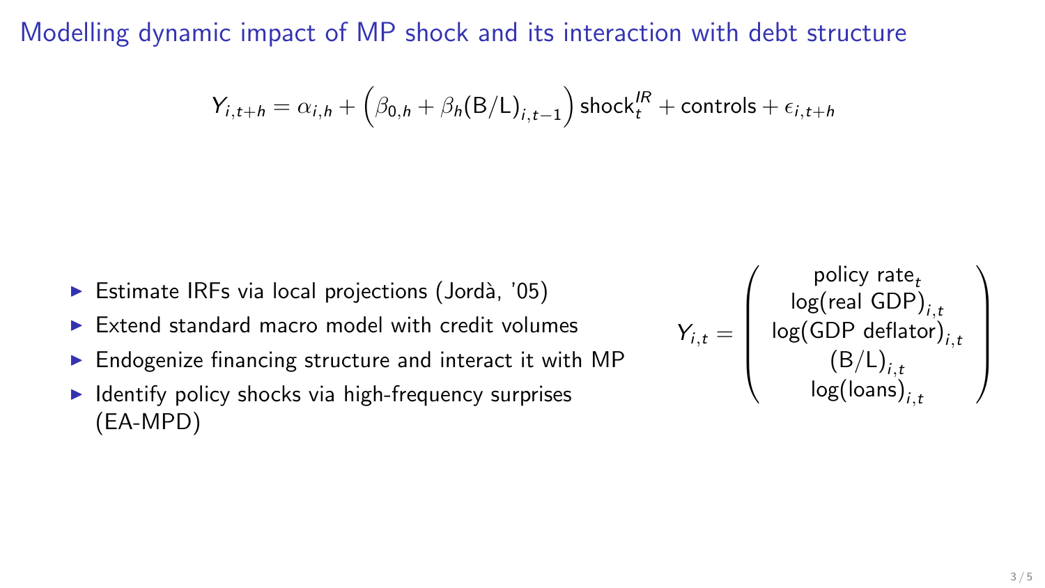## Modelling dynamic impact of MP shock and its interaction with debt structure

$$Y_{i,t+h} = \alpha_{i,h} + \Big(\beta_{0,h} + \beta_h (\mathrm{B/L})_{i,t-1}\Big)\,\mathrm{shock}_t^{IR} + \mathrm{controls} + \epsilon_{i,t+h}$$

- Estimate IRFs via local projections (Jordà, '05)
- Extend standard macro model with credit volumes
- Endogenize financing structure and interact it with MP
- Identify policy shocks via high-frequency surprises (EA-MPD)

$$Y_{i,t} = \begin{pmatrix} \text{policy rate}_t \\ \log(\text{real GDP})_{i,t} \\ \log(\text{GDP deflator})_{i,t} \\ (\mathrm{B/L})_{i,t} \\ \log(\text{loans})_{i,t} \end{pmatrix}$$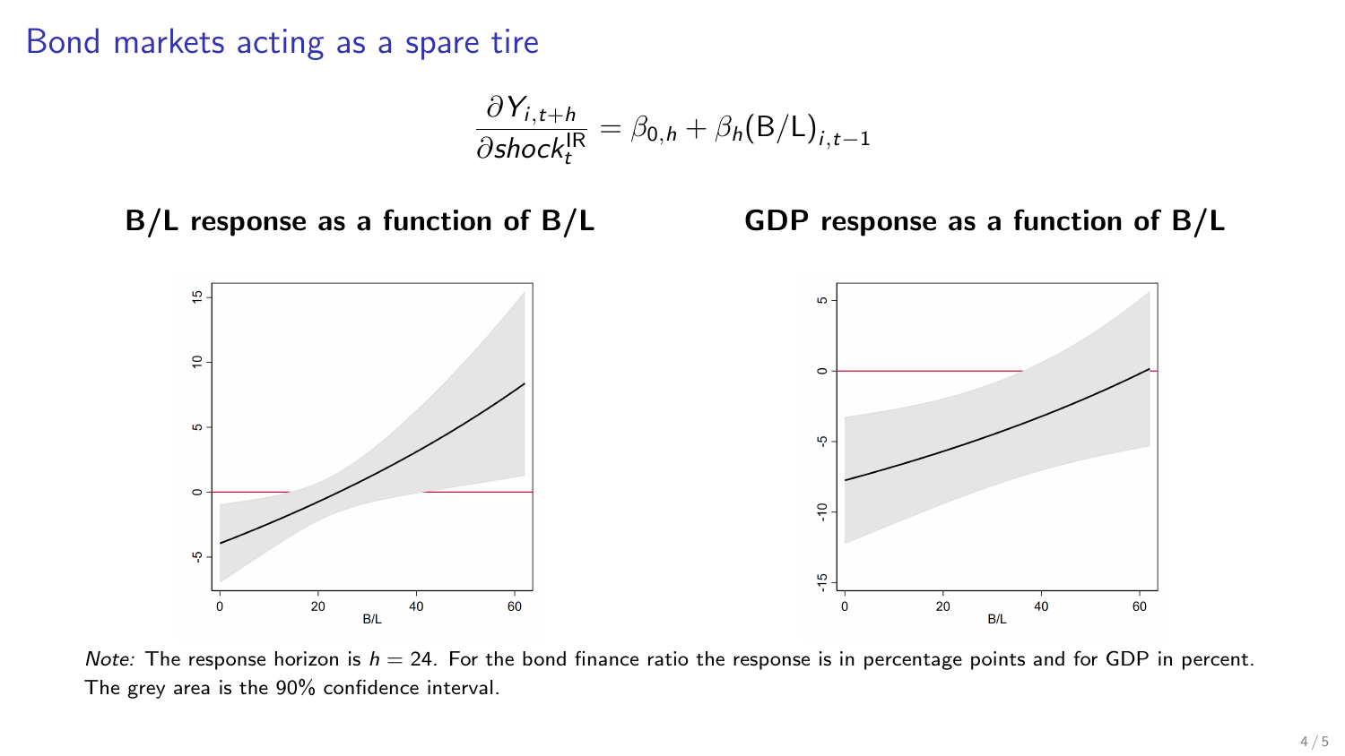# Bond markets acting as a spare tire

$$\frac{\partial Y_{i,t+h}}{\partial shock_t^{\text{IR}}} = \beta_{0,h} + \beta_h (\text{B/L})_{i,t-1}$$

**B/L response as a function of B/L**

**GDP response as a function of B/L**

*Note:* The response horizon is $h = 24$. For the bond finance ratio the response is in percentage points and for GDP in percent. The grey area is the 90% confidence interval.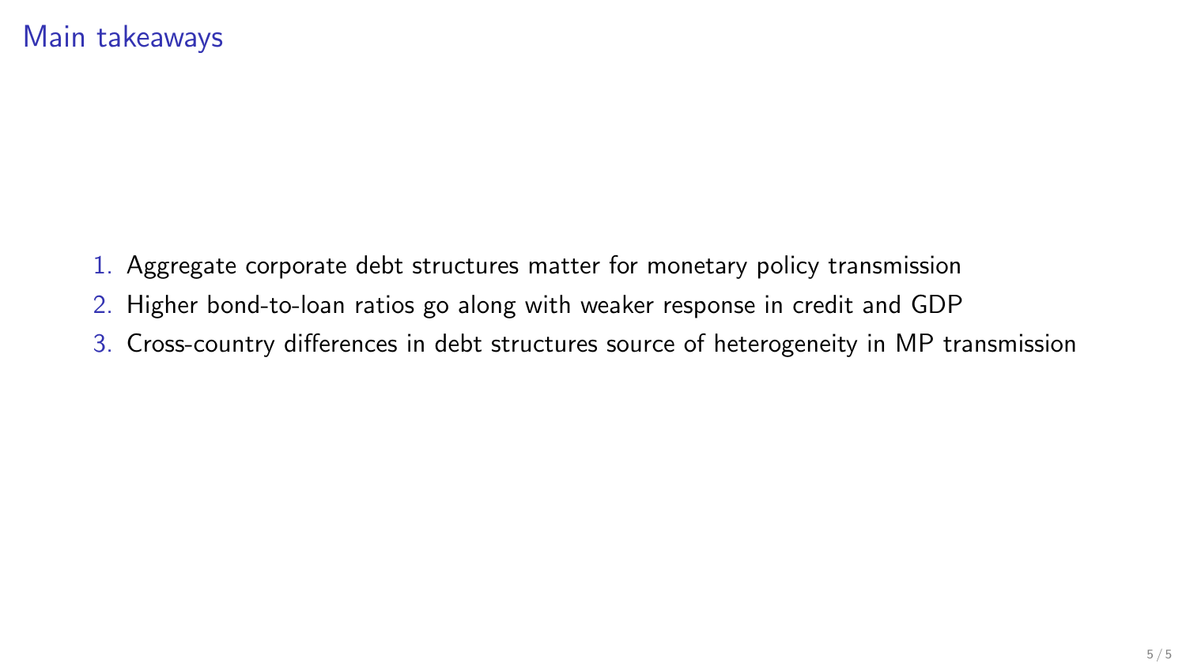# Main takeaways

1. Aggregate corporate debt structures matter for monetary policy transmission
2. Higher bond-to-loan ratios go along with weaker response in credit and GDP
3. Cross-country differences in debt structures source of heterogeneity in MP transmission